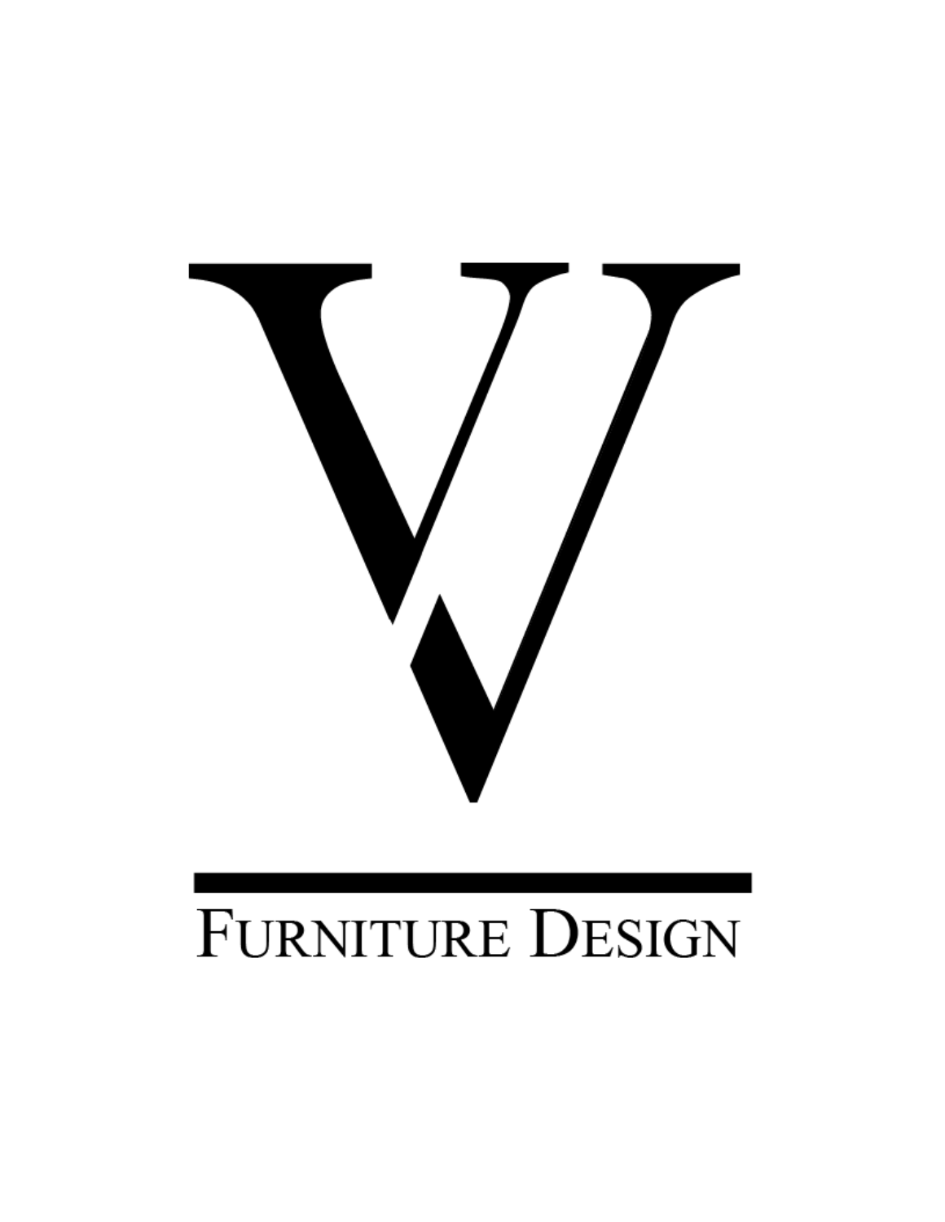# V

# Furniture Design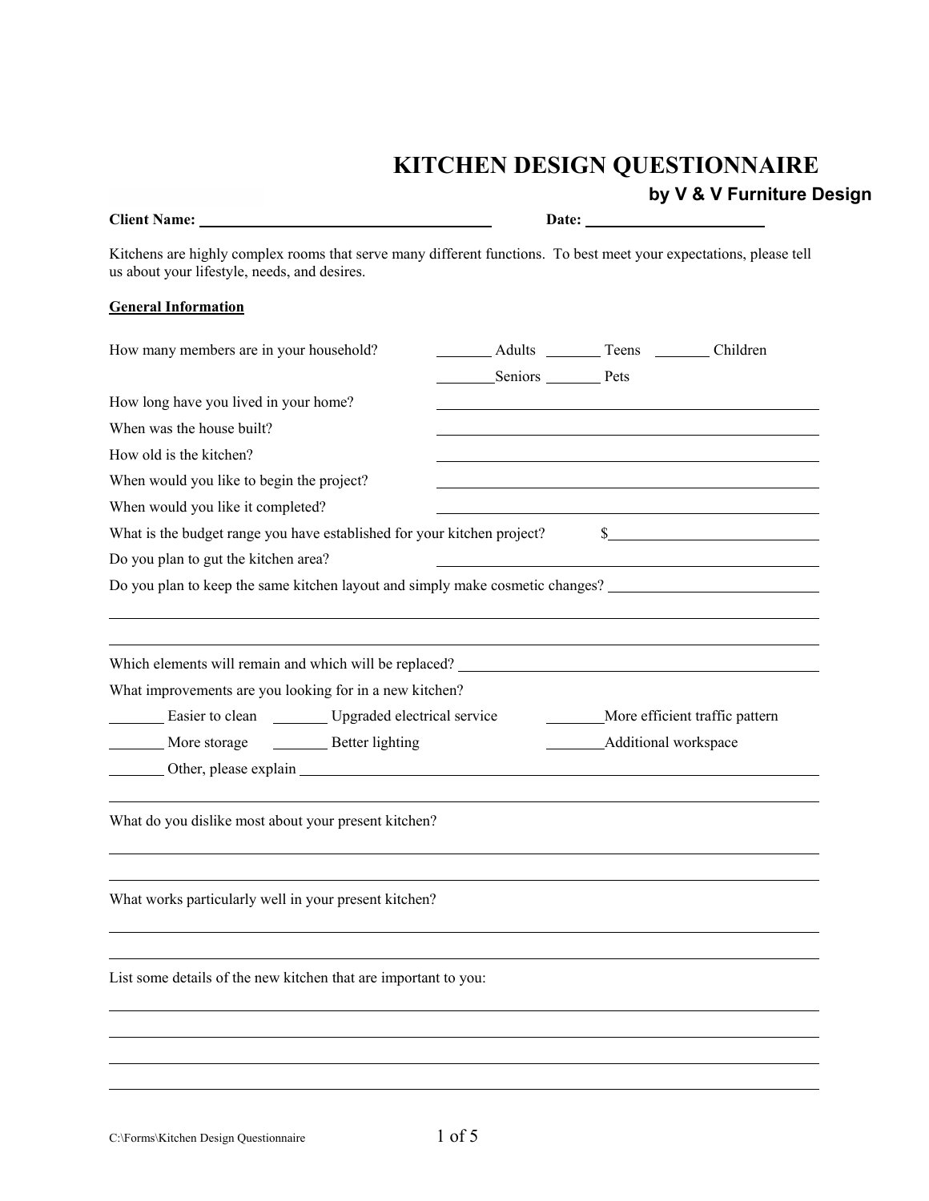# KITCHEN DESIGN QUESTIONNAIRE

**by V & V Furniture Design**

**Client Name:** ______________________________ **Date:** ____________________

Kitchens are highly complex rooms that serve many different functions. To best meet your expectations, please tell us about your lifestyle, needs, and desires.

**General Information**

How many members are in your household? _______ Adults _______ Teens _______ Children _______ Seniors _______ Pets

How long have you lived in your home? ______________________________

When was the house built? ______________________________

How old is the kitchen? ______________________________

When would you like to begin the project? ______________________________

When would you like it completed? ______________________________

What is the budget range you have established for your kitchen project? $______________________

Do you plan to gut the kitchen area? ______________________________

Do you plan to keep the same kitchen layout and simply make cosmetic changes? ______________________

______________________________________________________________________

______________________________________________________________________

Which elements will remain and which will be replaced? ______________________________

What improvements are you looking for in a new kitchen?

_______ Easier to clean _______ Upgraded electrical service _______ More efficient traffic pattern

_______ More storage _______ Better lighting _______ Additional workspace

_______ Other, please explain ______________________________________________

______________________________________________________________________

What do you dislike most about your present kitchen?

______________________________________________________________________

______________________________________________________________________

What works particularly well in your present kitchen?

______________________________________________________________________

______________________________________________________________________

List some details of the new kitchen that are important to you:

______________________________________________________________________

______________________________________________________________________

______________________________________________________________________

______________________________________________________________________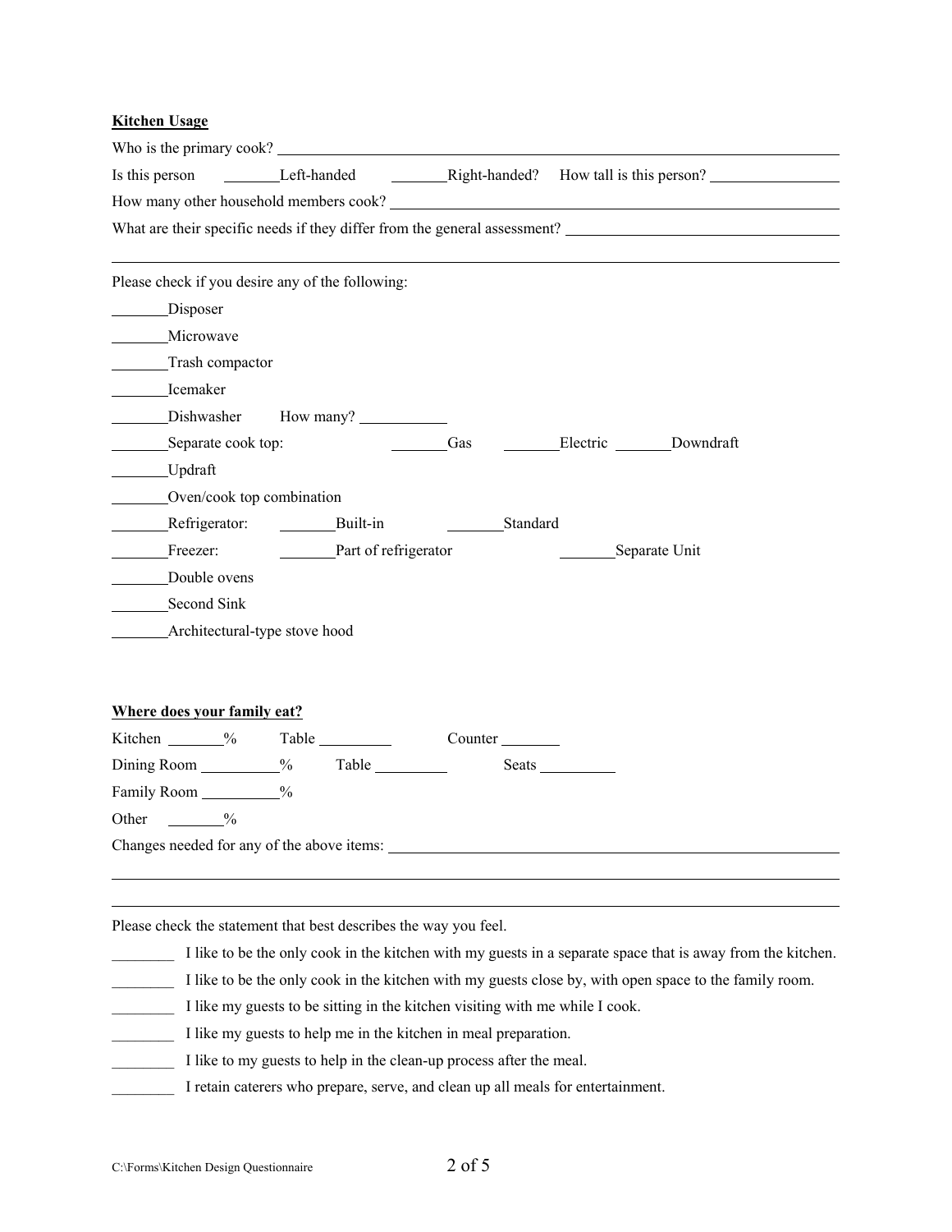**Kitchen Usage**

Who is the primary cook? ________________________________________________

Is this person _______Left-handed _______Right-handed? How tall is this person? ______________

How many other household members cook? ________________________________________

What are their specific needs if they differ from the general assessment? ____________________

________________________________________________________________________

Please check if you desire any of the following:

_______Disposer

_______Microwave

_______Trash compactor

_______Icemaker

_______Dishwasher How many? __________

_______Separate cook top: _______Gas _______Electric _______Downdraft

_______Updraft

_______Oven/cook top combination

_______Refrigerator: _______Built-in _______Standard

_______Freezer: _______Part of refrigerator _______Separate Unit

_______Double ovens

_______Second Sink

_______Architectural-type stove hood

**Where does your family eat?**

Kitchen _______% Table _________ Counter _______

Dining Room _________% Table _________ Seats _________

Family Room _________%

Other _______%

Changes needed for any of the above items: ________________________________________

________________________________________________________________________

________________________________________________________________________

Please check the statement that best describes the way you feel.

________ I like to be the only cook in the kitchen with my guests in a separate space that is away from the kitchen.

________ I like to be the only cook in the kitchen with my guests close by, with open space to the family room.

________ I like my guests to be sitting in the kitchen visiting with me while I cook.

________ I like my guests to help me in the kitchen in meal preparation.

________ I like to my guests to help in the clean-up process after the meal.

________ I retain caterers who prepare, serve, and clean up all meals for entertainment.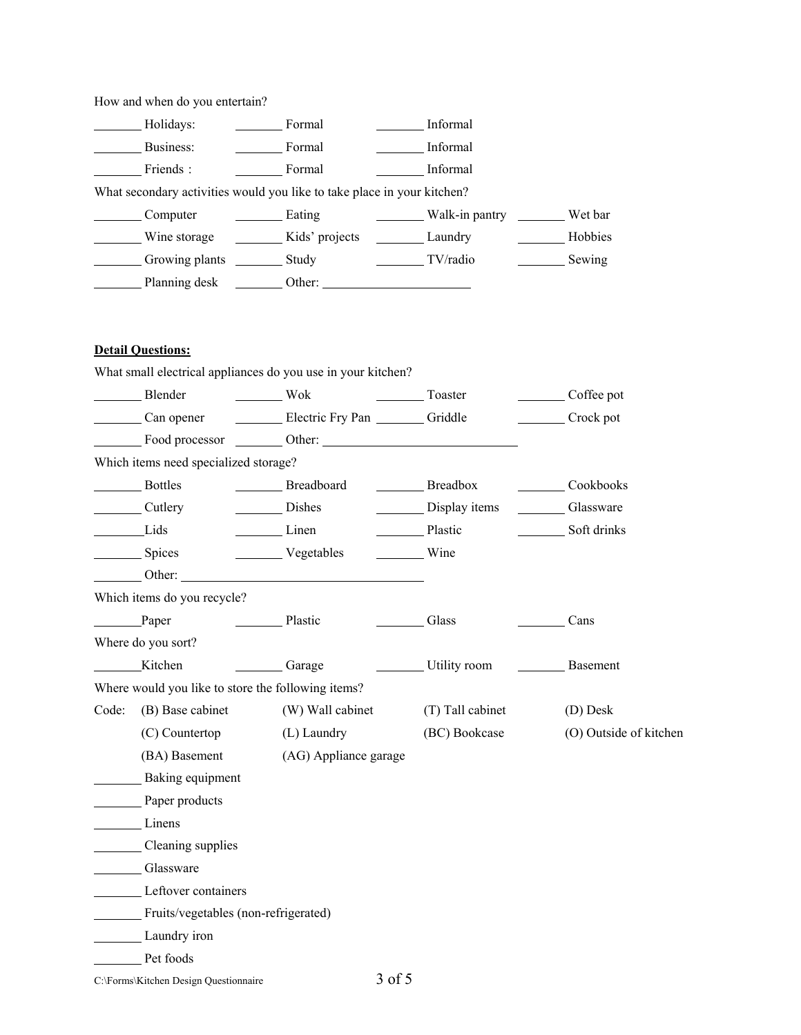How and when do you entertain?

| | | |
|---|---|---|
| _______ Holidays: | _______ Formal | _______ Informal |
| _______ Business: | _______ Formal | _______ Informal |
| _______ Friends : | _______ Formal | _______ Informal |

What secondary activities would you like to take place in your kitchen?

| | | | |
|---|---|---|---|
| _______ Computer | _______ Eating | _______ Walk-in pantry | _______ Wet bar |
| _______ Wine storage | _______ Kids' projects | _______ Laundry | _______ Hobbies |
| _______ Growing plants | _______ Study | _______ TV/radio | _______ Sewing |
| _______ Planning desk | _______ Other: _______________________ | | |

**Detail Questions:**

What small electrical appliances do you use in your kitchen?

| | | | |
|---|---|---|---|
| _______ Blender | _______ Wok | _______ Toaster | _______ Coffee pot |
| _______ Can opener | _______ Electric Fry Pan | _______ Griddle | _______ Crock pot |
| _______ Food processor | _______ Other: _______________________________ | | |

Which items need specialized storage?

| | | | |
|---|---|---|---|
| _______ Bottles | _______ Breadboard | _______ Breadbox | _______ Cookbooks |
| _______ Cutlery | _______ Dishes | _______ Display items | _______ Glassware |
| _______ Lids | _______ Linen | _______ Plastic | _______ Soft drinks |
| _______ Spices | _______ Vegetables | _______ Wine | |

_______ Other: _______________________________________

Which items do you recycle?

| | | | |
|---|---|---|---|
| _______ Paper | _______ Plastic | _______ Glass | _______ Cans |

Where do you sort?

| | | | |
|---|---|---|---|
| _______ Kitchen | _______ Garage | _______ Utility room | _______ Basement |

Where would you like to store the following items?

| Code: | | | | |
|---|---|---|---|---|
| | (B) Base cabinet | (W) Wall cabinet | (T) Tall cabinet | (D) Desk |
| | (C) Countertop | (L) Laundry | (BC) Bookcase | (O) Outside of kitchen |
| | (BA) Basement | (AG) Appliance garage | | |

_______ Baking equipment

_______ Paper products

_______ Linens

_______ Cleaning supplies

_______ Glassware

_______ Leftover containers

_______ Fruits/vegetables (non-refrigerated)

_______ Laundry iron

_______ Pet foods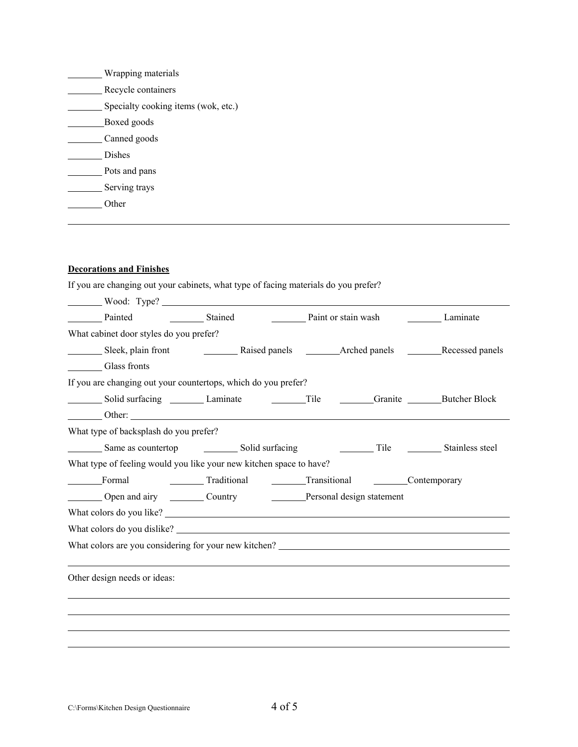_______ Wrapping materials

_______ Recycle containers

_______ Specialty cooking items (wok, etc.)

_______Boxed goods

_______ Canned goods

_______ Dishes

_______ Pots and pans

_______ Serving trays

_______ Other

______________________________________________________________________________

**Decorations and Finishes**

If you are changing out your cabinets, what type of facing materials do you prefer?

_______ Wood: Type? ___________________________________________________________

_______ Painted _______ Stained _______ Paint or stain wash _______ Laminate

What cabinet door styles do you prefer?

_______ Sleek, plain front _______ Raised panels _______Arched panels _______Recessed panels

_______ Glass fronts

If you are changing out your countertops, which do you prefer?

_______ Solid surfacing _______ Laminate _______Tile _______Granite _______Butcher Block

_______ Other: ________________________________________________________________

What type of backsplash do you prefer?

_______ Same as countertop _______ Solid surfacing _______ Tile _______ Stainless steel

What type of feeling would you like your new kitchen space to have?

_______Formal _______ Traditional _______Transitional _______Contemporary

_______ Open and airy _______ Country _______Personal design statement

What colors do you like? _______________________________________________________

What colors do you dislike? _____________________________________________________

What colors are you considering for your new kitchen? ________________________________

______________________________________________________________________________

Other design needs or ideas:

______________________________________________________________________________

______________________________________________________________________________

______________________________________________________________________________

______________________________________________________________________________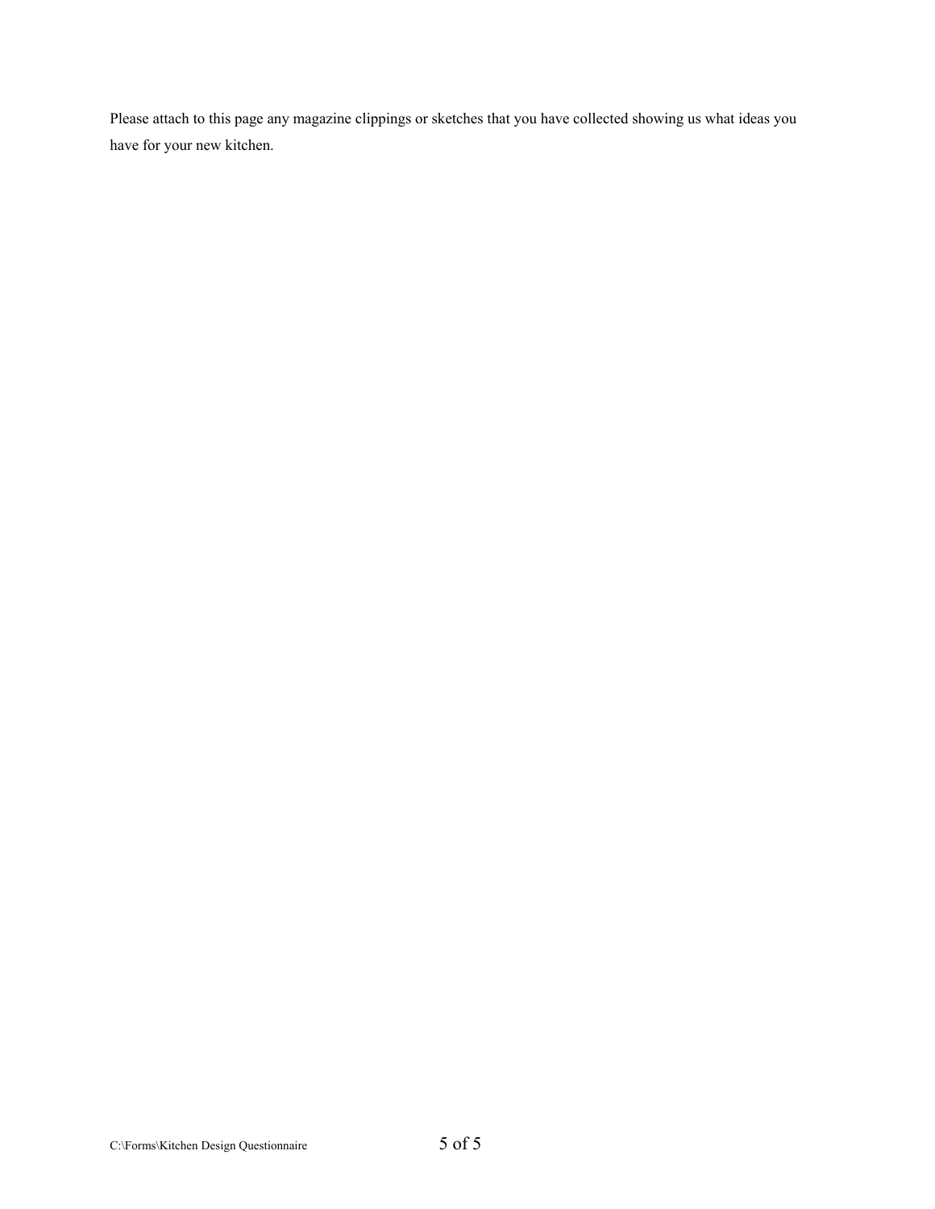Please attach to this page any magazine clippings or sketches that you have collected showing us what ideas you have for your new kitchen.